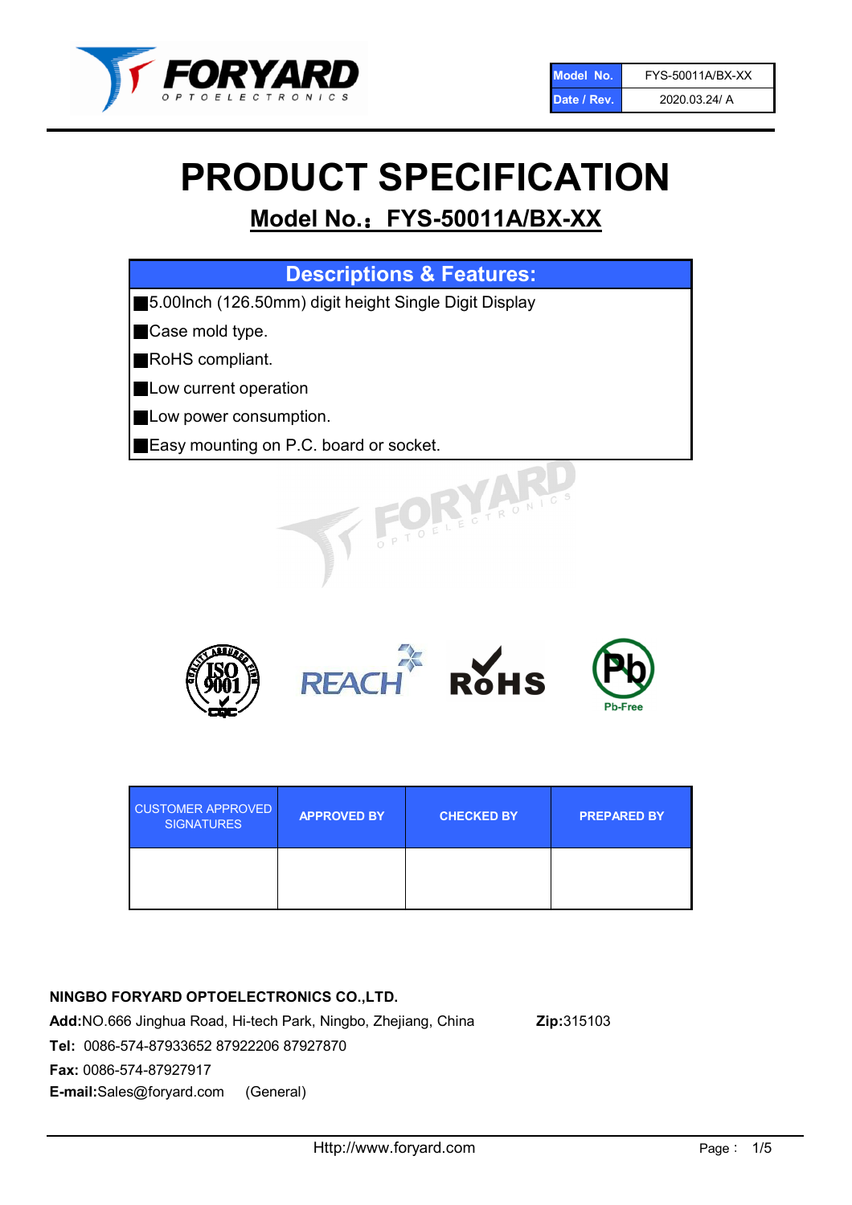| Model No. | FYS-50011A/BX-XX |
| --- | --- |
| Date / Rev. | 2020.03.24/ A |

# PRODUCT SPECIFICATION

## Model No.：FYS-50011A/BX-XX

| Descriptions & Features: |
| --- |
| ■5.00Inch (126.50mm) digit height Single Digit Display |
| ■Case mold type. |
| ■RoHS compliant. |
| ■Low current operation |
| ■Low power consumption. |
| ■Easy mounting on P.C. board or socket. |

| CUSTOMER APPROVED SIGNATURES | APPROVED BY | CHECKED BY | PREPARED BY |
| --- | --- | --- | --- |
| | | | |

**NINGBO FORYARD OPTOELECTRONICS CO.,LTD.**

**Add:**NO.666 Jinghua Road, Hi-tech Park, Ningbo, Zhejiang, China **Zip:**315103

**Tel:** 0086-574-87933652 87922206 87927870

**Fax:** 0086-574-87927917

**E-mail:**Sales@foryard.com (General)

Http://www.foryard.com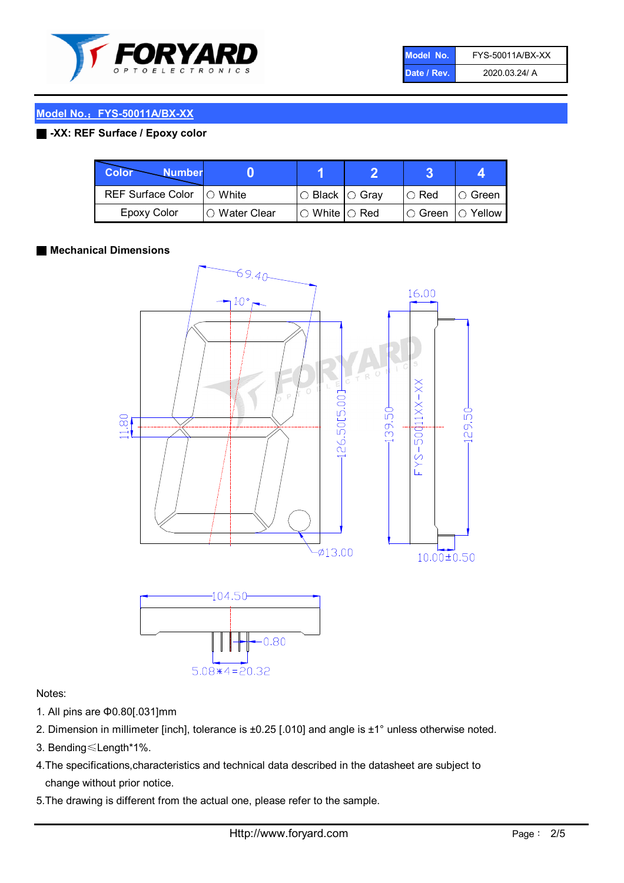## Model No.：FYS-50011A/BX-XX

### -XX: REF Surface / Epoxy color

| Color / Number | 0 | 1 | 2 | 3 | 4 |
|---|---|---|---|---|---|
| REF Surface Color | ○ White | ○ Black | ○ Gray | ○ Red | ○ Green |
| Epoxy Color | ○ Water Clear | ○ White | ○ Red | ○ Green | ○ Yellow |

### Mechanical Dimensions

Notes:

1. All pins are Φ0.80[.031]mm
2. Dimension in millimeter [inch], tolerance is ±0.25 [.010] and angle is ±1° unless otherwise noted.
3. Bending≤Length*1%.
4. The specifications,characteristics and technical data described in the datasheet are subject to change without prior notice.
5. The drawing is different from the actual one, please refer to the sample.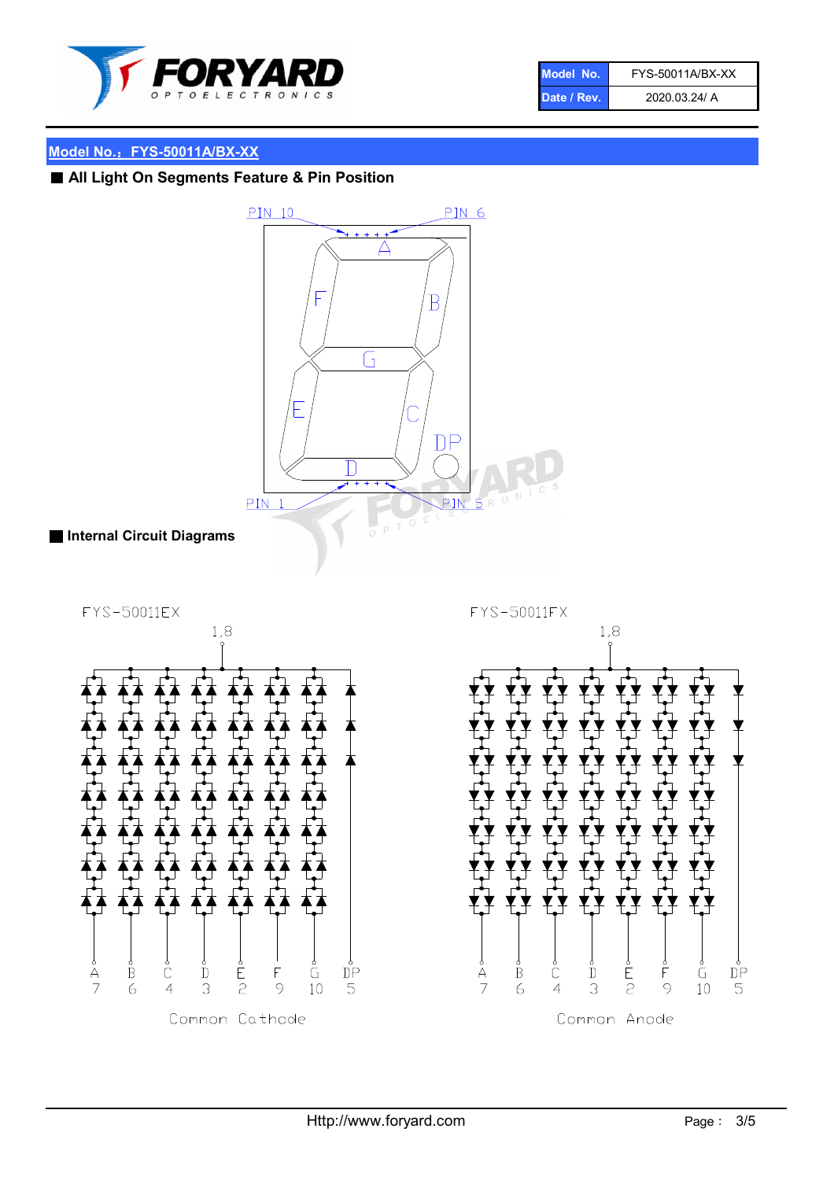| Model No. | FYS-50011A/BX-XX |
| --- | --- |
| Date / Rev. | 2020.03.24/ A |

## Model No.：FYS-50011A/BX-XX

### ■ All Light On Segments Feature & Pin Position

PIN 10 PIN 6

A B C D E F G DP

PIN 1 PIN 5

### ■ Internal Circuit Diagrams

FYS-50011EX

1,8

| A | B | C | D | E | F | G | DP |
| --- | --- | --- | --- | --- | --- | --- | --- |
| 7 | 6 | 4 | 3 | 2 | 9 | 10 | 5 |

Common Cathode

FYS-50011FX

1,8

| A | B | C | D | E | F | G | DP |
| --- | --- | --- | --- | --- | --- | --- | --- |
| 7 | 6 | 4 | 3 | 2 | 9 | 10 | 5 |

Common Anode

Http://www.foryard.com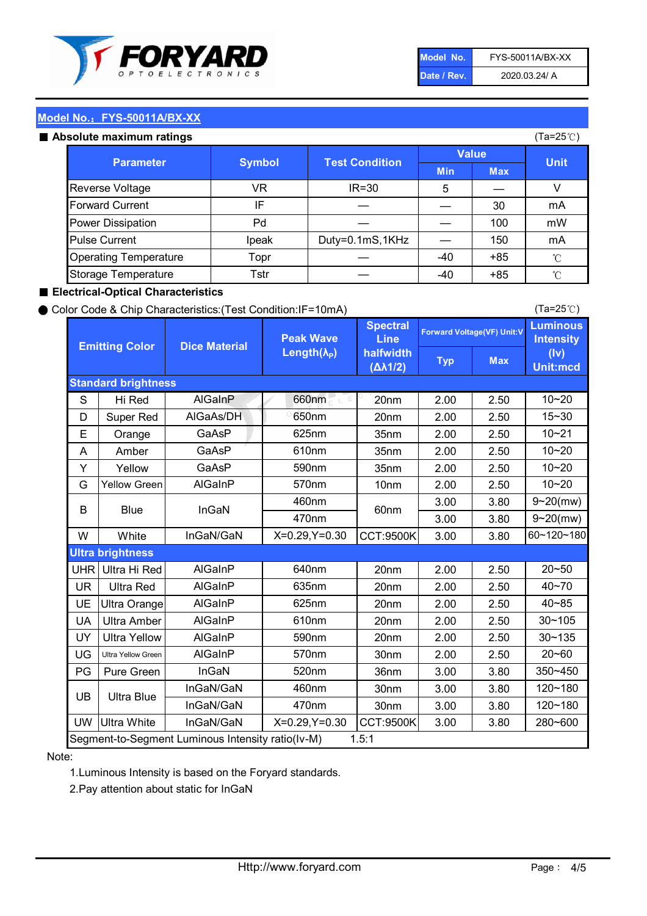| Model No. | FYS-50011A/BX-XX |
|---|---|
| Date / Rev. | 2020.03.24/ A |

## Model No.：FYS-50011A/BX-XX

### ■ Absolute maximum ratings

(Ta=25℃)

| Parameter | Symbol | Test Condition | Value | | Unit |
|---|---|---|---|---|---|
| | | | Min | Max | |
| Reverse Voltage | VR | IR=30 | 5 | — | V |
| Forward Current | IF | — | — | 30 | mA |
| Power Dissipation | Pd | — | — | 100 | mW |
| Pulse Current | Ipeak | Duty=0.1mS,1KHz | — | 150 | mA |
| Operating Temperature | Topr | — | -40 | +85 | ℃ |
| Storage Temperature | Tstr | — | -40 | +85 | ℃ |

### ■ Electrical-Optical Characteristics

● Color Code & Chip Characteristics:(Test Condition:IF=10mA)

(Ta=25℃)

| Emitting Color | | Dice Material | Peak Wave Length($\lambda_P$) | Spectral Line halfwidth ($\Delta\lambda 1/2$) | Forward Voltage(VF) Unit:V | | Luminous Intensity (Iv) Unit:mcd |
|---|---|---|---|---|---|---|---|
| | | | | | Typ | Max | |
| **Standard brightness** | | | | | | | |
| S | Hi Red | AlGaInP | 660nm | 20nm | 2.00 | 2.50 | 10~20 |
| D | Super Red | AlGaAs/DH | 650nm | 20nm | 2.00 | 2.50 | 15~30 |
| E | Orange | GaAsP | 625nm | 35nm | 2.00 | 2.50 | 10~21 |
| A | Amber | GaAsP | 610nm | 35nm | 2.00 | 2.50 | 10~20 |
| Y | Yellow | GaAsP | 590nm | 35nm | 2.00 | 2.50 | 10~20 |
| G | Yellow Green | AlGaInP | 570nm | 10nm | 2.00 | 2.50 | 10~20 |
| B | Blue | InGaN | 460nm | 60nm | 3.00 | 3.80 | 9~20(mw) |
| | | | 470nm | | 3.00 | 3.80 | 9~20(mw) |
| W | White | InGaN/GaN | X=0.29,Y=0.30 | CCT:9500K | 3.00 | 3.80 | 60~120~180 |
| **Ultra brightness** | | | | | | | |
| UHR | Ultra Hi Red | AlGaInP | 640nm | 20nm | 2.00 | 2.50 | 20~50 |
| UR | Ultra Red | AlGaInP | 635nm | 20nm | 2.00 | 2.50 | 40~70 |
| UE | Ultra Orange | AlGaInP | 625nm | 20nm | 2.00 | 2.50 | 40~85 |
| UA | Ultra Amber | AlGaInP | 610nm | 20nm | 2.00 | 2.50 | 30~105 |
| UY | Ultra Yellow | AlGaInP | 590nm | 20nm | 2.00 | 2.50 | 30~135 |
| UG | Ultra Yellow Green | AlGaInP | 570nm | 30nm | 2.00 | 2.50 | 20~60 |
| PG | Pure Green | InGaN | 520nm | 36nm | 3.00 | 3.80 | 350~450 |
| UB | Ultra Blue | InGaN/GaN | 460nm | 30nm | 3.00 | 3.80 | 120~180 |
| | | InGaN/GaN | 470nm | 30nm | 3.00 | 3.80 | 120~180 |
| UW | Ultra White | InGaN/GaN | X=0.29,Y=0.30 | CCT:9500K | 3.00 | 3.80 | 280~600 |
| Segment-to-Segment Luminous Intensity ratio(Iv-M) | | | | 1.5:1 | | | |

Note:

1.Luminous Intensity is based on the Foryard standards.

2.Pay attention about static for InGaN

Http://www.foryard.com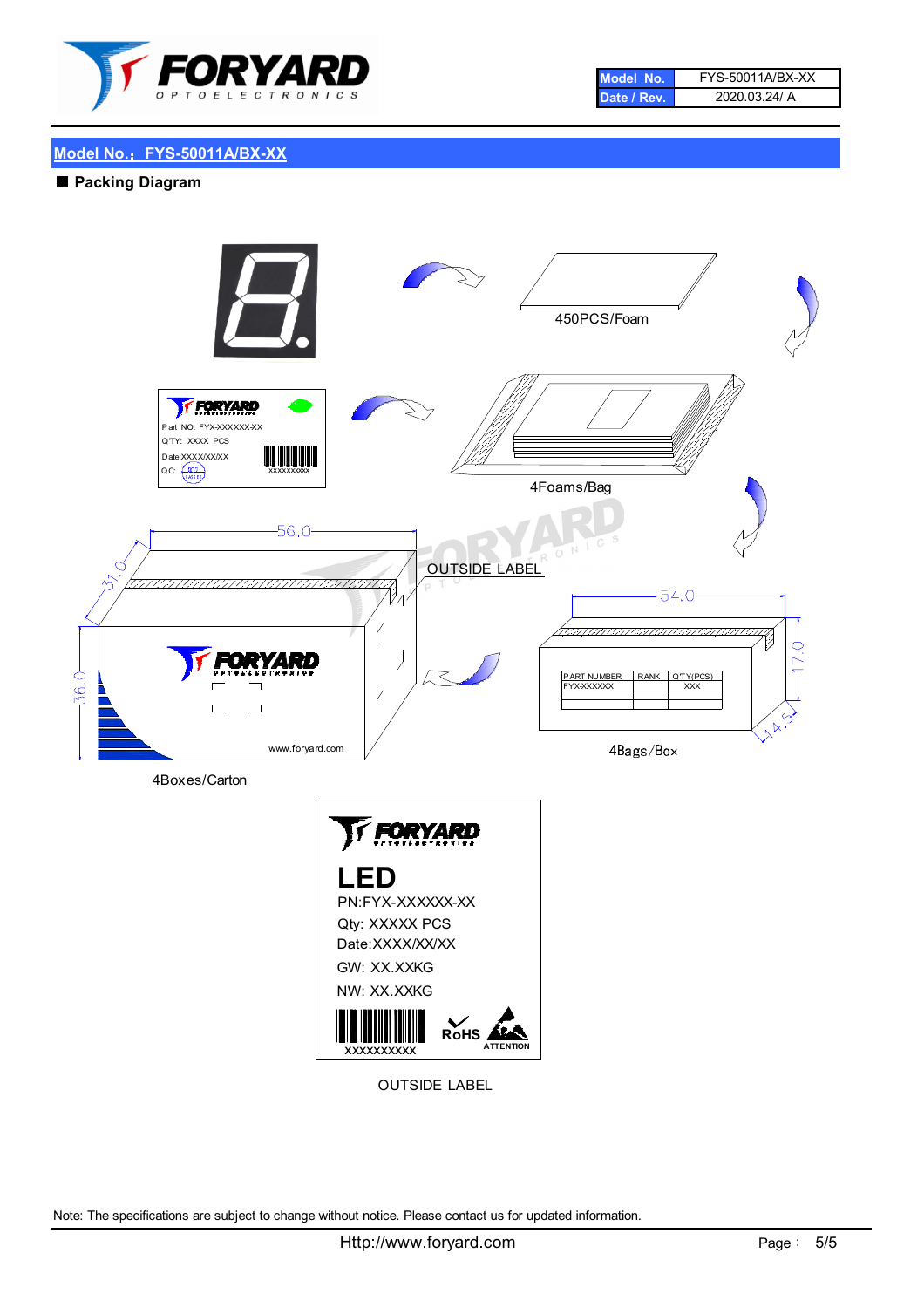| Model No. | FYS-50011A/BX-XX |
| --- | --- |
| Date / Rev. | 2020.03.24/ A |

## Model No.: FYS-50011A/BX-XX

### ■ Packing Diagram

450PCS/Foam

Part NO: FYX-XXXXXXX-XX
Q'TY: XXXX PCS
Date:XXXX/XX/XX
QC:
XXXXXXXXXX

4Foams/Bag

56.0
31.0
36.0
OUTSIDE LABEL
www.foryard.com

4Boxes/Carton

54.0
17.0
14.5

| PART NUMBER | RANK | Q'TY(PCS) |
| --- | --- | --- |
| FYX-XXXXXX | | XXX |

4Bags/Box

LED
PN:FYX-XXXXXX-XX
Qty: XXXXX PCS
Date:XXXX/XX/XX
GW: XX.XXKG
NW: XX.XXKG
XXXXXXXXXX
RoHS
ATTENTION

OUTSIDE LABEL

Note: The specifications are subject to change without notice. Please contact us for updated information.

Http://www.foryard.com